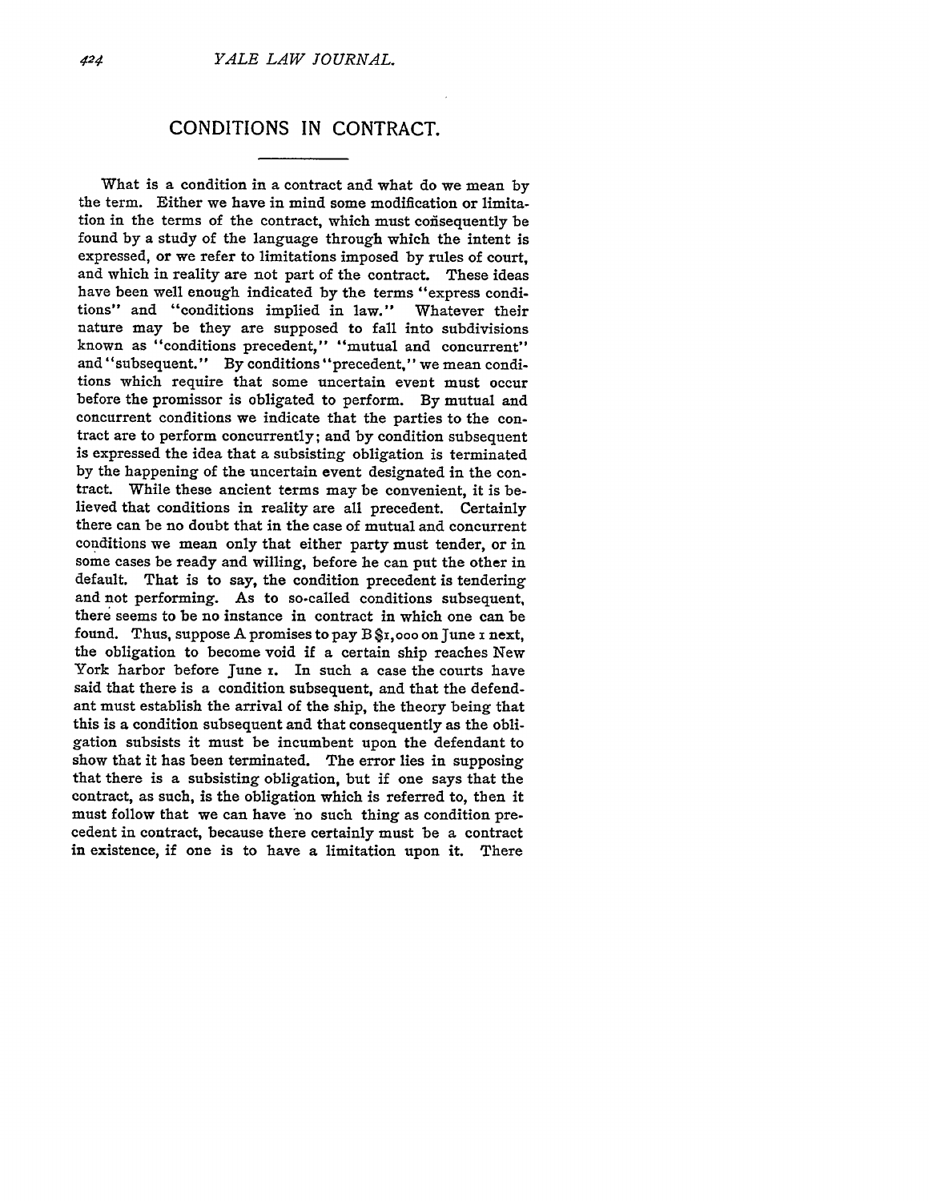# CONDITIONS IN CONTRACT.

What is a condition in a contract and what do we mean by the term. Either we have in mind some modification or limitation in the terms of the contract, which must consequently be found by a study of the language through which the intent is expressed, or we refer to limitations imposed by rules of court, and which in reality are not part of the contract. These ideas have been well enough indicated by the terms "express conditions" and "conditions implied in law." Whatever their nature may be they are supposed to fall into subdivisions known as "conditions precedent," "mutual and concurrent" and "subsequent." By conditions "precedent," we mean conditions which require that some uncertain event must occur before the promissor is obligated to perform. By mutual and concurrent conditions we indicate that the parties to the contract are to perform concurrently; and by condition subsequent is expressed the idea that a subsisting obligation is terminated by the happening of the uncertain event designated in the contract. While these ancient terms may be convenient, it is believed that conditions in reality are all precedent. Certainly there can be no doubt that in the case of mutual and concurrent conditions we mean only that either party must tender, or in some cases be ready and willing, before he can put the other in default. That is to say, the condition precedent is tendering and not performing. As to so-called conditions subsequent, there seems to be no instance in contract in which one can be found. Thus, suppose A promises to pay B $1,000 on June 1 next, the obligation to become void if a certain ship reaches New York harbor before June 1. In such a case the courts have said that there is a condition subsequent, and that the defendant must establish the arrival of the ship, the theory being that this is a condition subsequent and that consequently as the obligation subsists it must be incumbent upon the defendant to show that it has been terminated. The error lies in supposing that there is a subsisting obligation, but if one says that the contract, as such, is the obligation which is referred to, then it must follow that we can have no such thing as condition precedent in contract, because there certainly must be a contract in existence, if one is to have a limitation upon it. There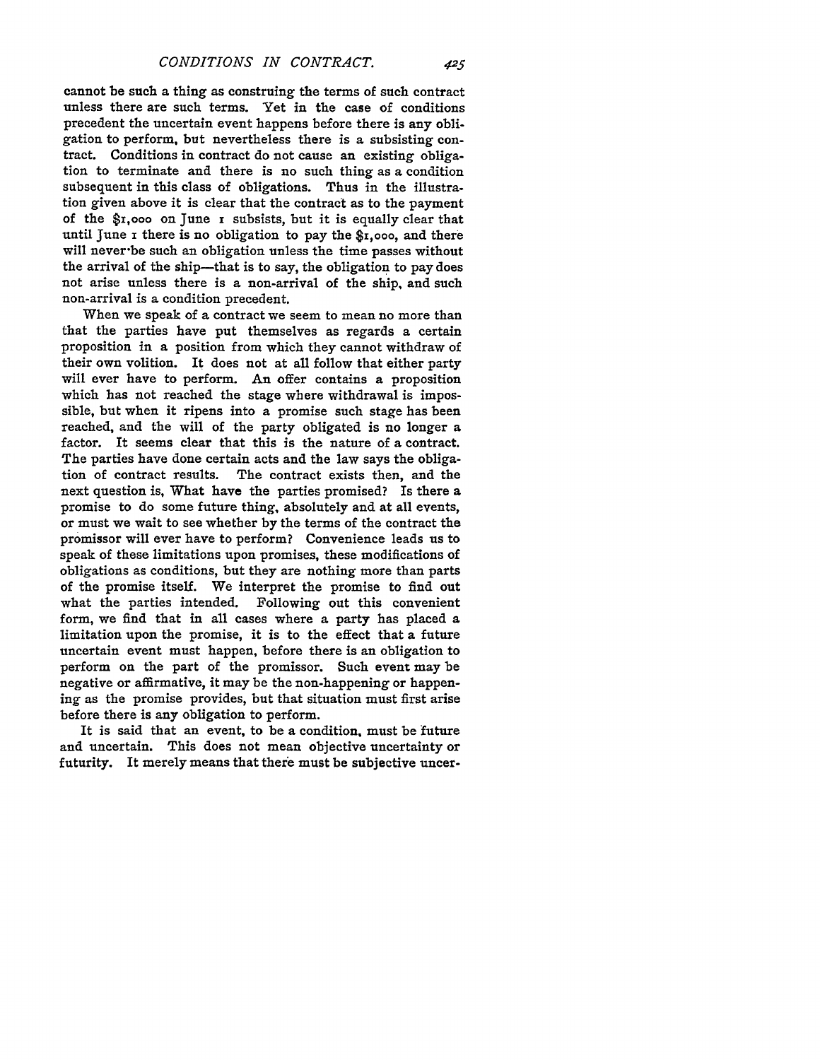cannot be such a thing as construing the terms of such contract unless there are such terms. Yet in the case of conditions precedent the uncertain event happens before there is any obligation to perform, but nevertheless there is a subsisting contract. Conditions in contract do not cause an existing obligation to terminate and there is no such thing as a condition subsequent in this class of obligations. Thus in the illustration given above it is clear that the contract as to the payment of the $1,000 on June 1 subsists, but it is equally clear that until June 1 there is no obligation to pay the $1,000, and there will never be such an obligation unless the time passes without the arrival of the ship—that is to say, the obligation to pay does not arise unless there is a non-arrival of the ship, and such non-arrival is a condition precedent.

When we speak of a contract we seem to mean no more than that the parties have put themselves as regards a certain proposition in a position from which they cannot withdraw of their own volition. It does not at all follow that either party will ever have to perform. An offer contains a proposition which has not reached the stage where withdrawal is impossible, but when it ripens into a promise such stage has been reached, and the will of the party obligated is no longer a factor. It seems clear that this is the nature of a contract. The parties have done certain acts and the law says the obligation of contract results. The contract exists then, and the next question is, What have the parties promised? Is there a promise to do some future thing, absolutely and at all events, or must we wait to see whether by the terms of the contract the promissor will ever have to perform? Convenience leads us to speak of these limitations upon promises, these modifications of obligations as conditions, but they are nothing more than parts of the promise itself. We interpret the promise to find out what the parties intended. Following out this convenient form, we find that in all cases where a party has placed a limitation upon the promise, it is to the effect that a future uncertain event must happen, before there is an obligation to perform on the part of the promissor. Such event may be negative or affirmative, it may be the non-happening or happening as the promise provides, but that situation must first arise before there is any obligation to perform.

It is said that an event, to be a condition, must be future and uncertain. This does not mean objective uncertainty or futurity. It merely means that there must be subjective uncer-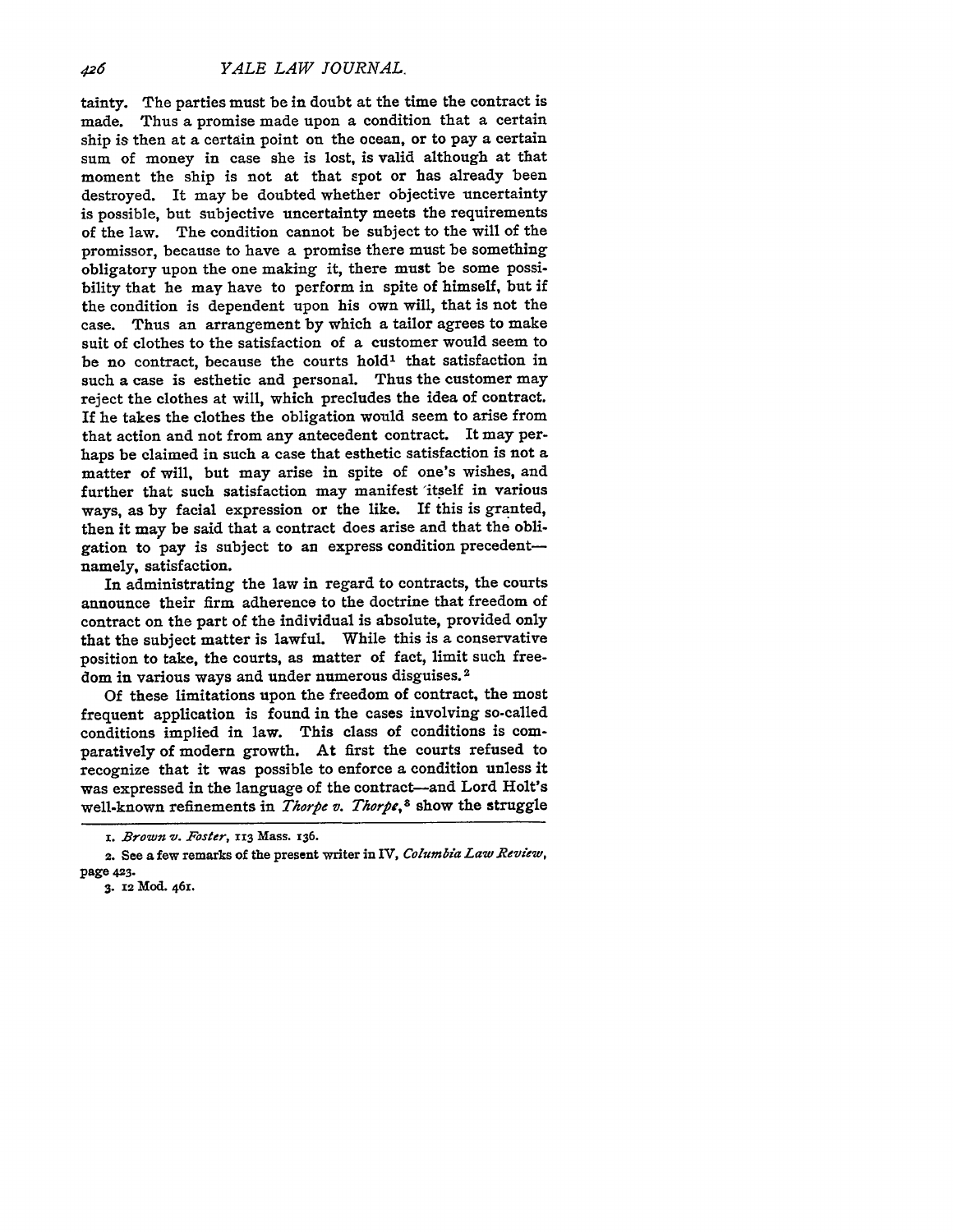tainty. The parties must be in doubt at the time the contract is made. Thus a promise made upon a condition that a certain ship is then at a certain point on the ocean, or to pay a certain sum of money in case she is lost, is valid although at that moment the ship is not at that spot or has already been destroyed. It may be doubted whether objective uncertainty is possible, but subjective uncertainty meets the requirements of the law. The condition cannot be subject to the will of the promissor, because to have a promise there must be something obligatory upon the one making it, there must be some possibility that he may have to perform in spite of himself, but if the condition is dependent upon his own will, that is not the case. Thus an arrangement by which a tailor agrees to make suit of clothes to the satisfaction of a customer would seem to be no contract, because the courts hold[1] that satisfaction in such a case is esthetic and personal. Thus the customer may reject the clothes at will, which precludes the idea of contract. If he takes the clothes the obligation would seem to arise from that action and not from any antecedent contract. It may perhaps be claimed in such a case that esthetic satisfaction is not a matter of will, but may arise in spite of one's wishes, and further that such satisfaction may manifest itself in various ways, as by facial expression or the like. If this is granted, then it may be said that a contract does arise and that the obligation to pay is subject to an express condition precedent—namely, satisfaction.

In administrating the law in regard to contracts, the courts announce their firm adherence to the doctrine that freedom of contract on the part of the individual is absolute, provided only that the subject matter is lawful. While this is a conservative position to take, the courts, as matter of fact, limit such freedom in various ways and under numerous disguises.[2]

Of these limitations upon the freedom of contract, the most frequent application is found in the cases involving so-called conditions implied in law. This class of conditions is comparatively of modern growth. At first the courts refused to recognize that it was possible to enforce a condition unless it was expressed in the language of the contract—and Lord Holt's well-known refinements in *Thorpe v. Thorpe*,[3] show the struggle

---

1. *Brown v. Foster*, 113 Mass. 136.

2. See a few remarks of the present writer in IV, *Columbia Law Review*, page 423.

3. 12 Mod. 461.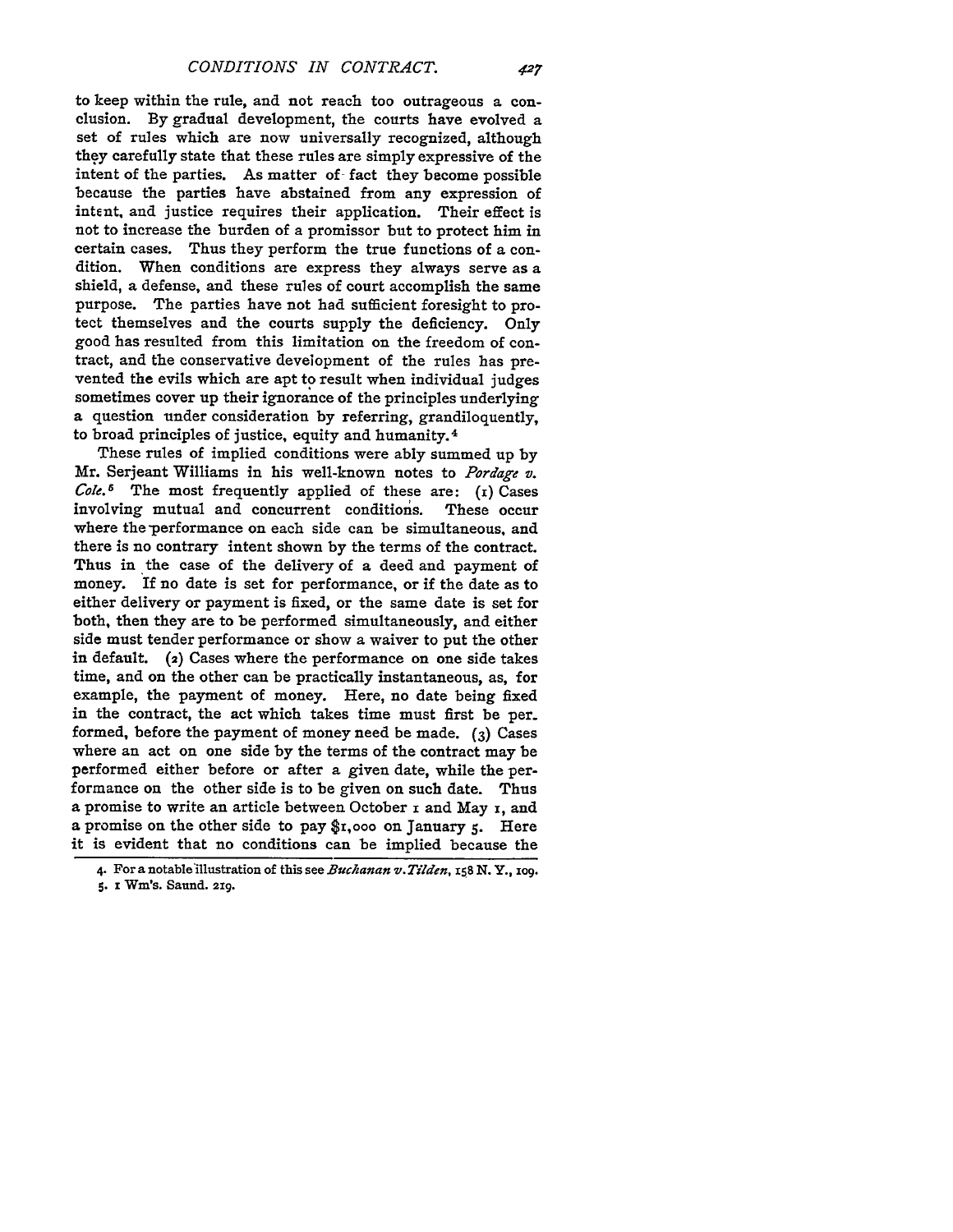to keep within the rule, and not reach too outrageous a conclusion. By gradual development, the courts have evolved a set of rules which are now universally recognized, although they carefully state that these rules are simply expressive of the intent of the parties. As matter of fact they become possible because the parties have abstained from any expression of intent, and justice requires their application. Their effect is not to increase the burden of a promissor but to protect him in certain cases. Thus they perform the true functions of a condition. When conditions are express they always serve as a shield, a defense, and these rules of court accomplish the same purpose. The parties have not had sufficient foresight to protect themselves and the courts supply the deficiency. Only good has resulted from this limitation on the freedom of contract, and the conservative development of the rules has prevented the evils which are apt to result when individual judges sometimes cover up their ignorance of the principles underlying a question under consideration by referring, grandiloquently, to broad principles of justice, equity and humanity.[4]

These rules of implied conditions were ably summed up by Mr. Serjeant Williams in his well-known notes to *Pordage v. Cole.*[5] The most frequently applied of these are: (1) Cases involving mutual and concurrent conditions. These occur where the performance on each side can be simultaneous, and there is no contrary intent shown by the terms of the contract. Thus in the case of the delivery of a deed and payment of money. If no date is set for performance, or if the date as to either delivery or payment is fixed, or the same date is set for both, then they are to be performed simultaneously, and either side must tender performance or show a waiver to put the other in default. (2) Cases where the performance on one side takes time, and on the other can be practically instantaneous, as, for example, the payment of money. Here, no date being fixed in the contract, the act which takes time must first be performed, before the payment of money need be made. (3) Cases where an act on one side by the terms of the contract may be performed either before or after a given date, while the performance on the other side is to be given on such date. Thus a promise to write an article between October 1 and May 1, and a promise on the other side to pay $1,000 on January 5. Here it is evident that no conditions can be implied because the

4. For a notable illustration of this see *Buchanan v. Tilden*, 158 N. Y., 109.

5. 1 Wm's. Saund. 219.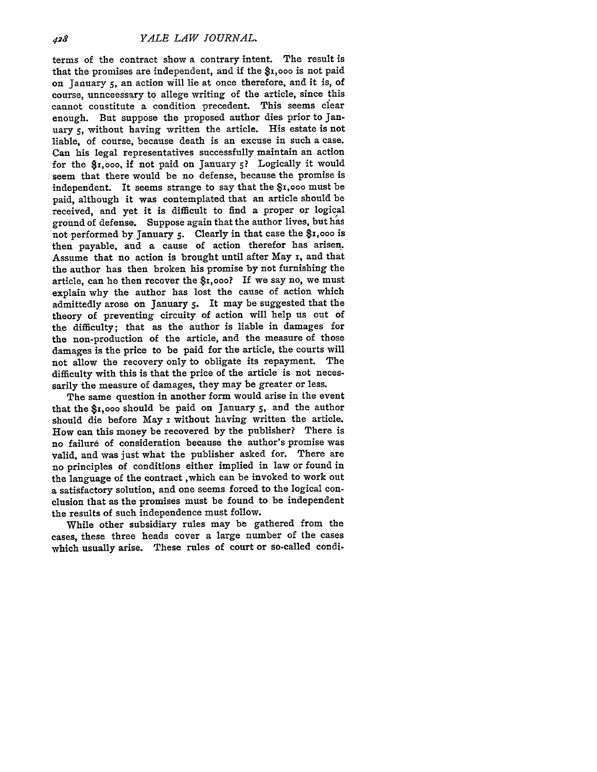terms of the contract show a contrary intent. The result is that the promises are independent, and if the $1,000 is not paid on January 5, an action will lie at once therefore, and it is, of course, unnceessary to allege writing of the article, since this cannot constitute a condition precedent. This seems clear enough. But suppose the proposed author dies prior to January 5, without having written the article. His estate is not liable, of course, because death is an excuse in such a case. Can his legal representatives successfully maintain an action for the $1,000, if not paid on January 5? Logically it would seem that there would be no defense, because the promise is independent. It seems strange to say that the $1,000 must be paid, although it was contemplated that an article should be received, and yet it is difficult to find a proper or logical ground of defense. Suppose again that the author lives, but has not performed by January 5. Clearly in that case the $1,000 is then payable, and a cause of action therefor has arisen. Assume that no action is brought until after May 1, and that the author has then broken his promise by not furnishing the article, can he then recover the $1,000? If we say no, we must explain why the author has lost the cause of action which admittedly arose on January 5. It may be suggested that the theory of preventing circuity of action will help us out of the difficulty; that as the author is liable in damages for the non-production of the article, and the measure of those damages is the price to be paid for the article, the courts will not allow the recovery only to obligate its repayment. The difficulty with this is that the price of the article is not necessarily the measure of damages, they may be greater or less.

The same question in another form would arise in the event that the $1,000 should be paid on January 5, and the author should die before May 1 without having written the article. How can this money be recovered by the publisher? There is no failure of consideration because the author's promise was valid, and was just what the publisher asked for. There are no principles of conditions either implied in law or found in the language of the contract ,which can be invoked to work out a satisfactory solution, and one seems forced to the logical conclusion that as the promises must be found to be independent the results of such independence must follow.

While other subsidiary rules may be gathered from the cases, these three heads cover a large number of the cases which usually arise. These rules of court or so-called condi-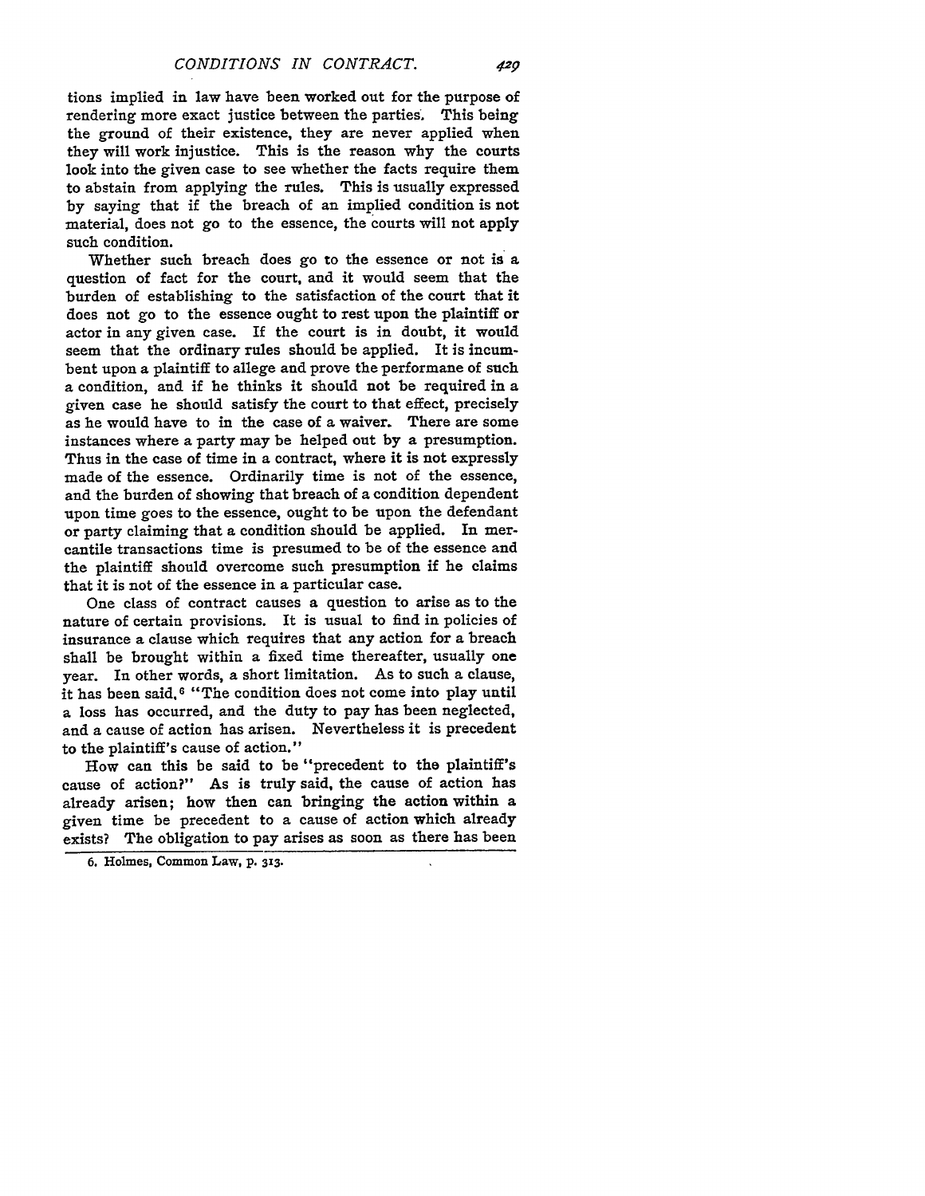tions implied in law have been worked out for the purpose of rendering more exact justice between the parties. This being the ground of their existence, they are never applied when they will work injustice. This is the reason why the courts look into the given case to see whether the facts require them to abstain from applying the rules. This is usually expressed by saying that if the breach of an implied condition is not material, does not go to the essence, the courts will not apply such condition.

Whether such breach does go to the essence or not is a question of fact for the court, and it would seem that the burden of establishing to the satisfaction of the court that it does not go to the essence ought to rest upon the plaintiff or actor in any given case. If the court is in doubt, it would seem that the ordinary rules should be applied. It is incumbent upon a plaintiff to allege and prove the performane of such a condition, and if he thinks it should not be required in a given case he should satisfy the court to that effect, precisely as he would have to in the case of a waiver. There are some instances where a party may be helped out by a presumption. Thus in the case of time in a contract, where it is not expressly made of the essence. Ordinarily time is not of the essence, and the burden of showing that breach of a condition dependent upon time goes to the essence, ought to be upon the defendant or party claiming that a condition should be applied. In mercantile transactions time is presumed to be of the essence and the plaintiff should overcome such presumption if he claims that it is not of the essence in a particular case.

One class of contract causes a question to arise as to the nature of certain provisions. It is usual to find in policies of insurance a clause which requires that any action for a breach shall be brought within a fixed time thereafter, usually one year. In other words, a short limitation. As to such a clause, it has been said,[6] "The condition does not come into play until a loss has occurred, and the duty to pay has been neglected, and a cause of action has arisen. Nevertheless it is precedent to the plaintiff's cause of action."

How can this be said to be "precedent to the plaintiff's cause of action?" As is truly said, the cause of action has already arisen; how then can bringing the action within a given time be precedent to a cause of action which already exists? The obligation to pay arises as soon as there has been

6. Holmes, Common Law, p. 313.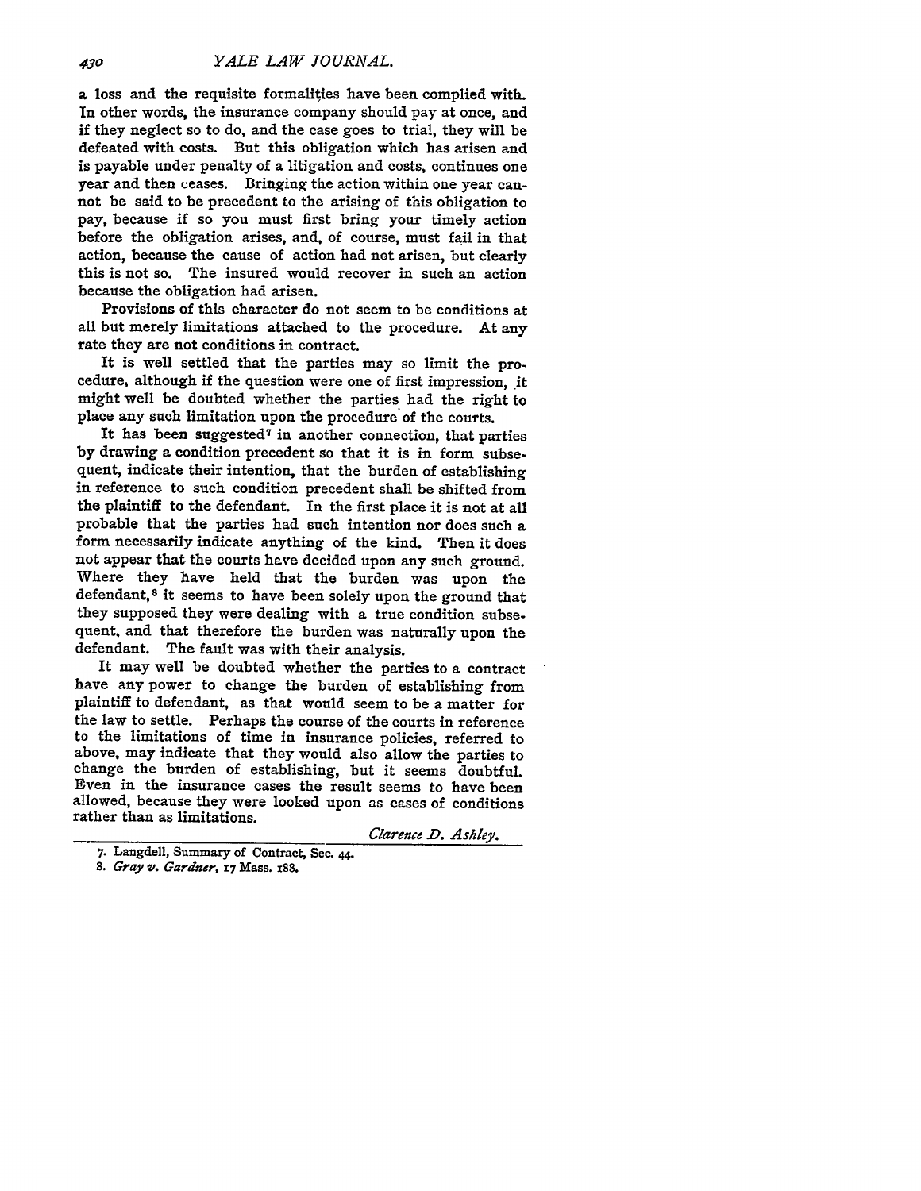a loss and the requisite formalities have been complied with. In other words, the insurance company should pay at once, and if they neglect so to do, and the case goes to trial, they will be defeated with costs. But this obligation which has arisen and is payable under penalty of a litigation and costs, continues one year and then ceases. Bringing the action within one year cannot be said to be precedent to the arising of this obligation to pay, because if so you must first bring your timely action before the obligation arises, and, of course, must fail in that action, because the cause of action had not arisen, but clearly this is not so. The insured would recover in such an action because the obligation had arisen.

Provisions of this character do not seem to be conditions at all but merely limitations attached to the procedure. At any rate they are not conditions in contract.

It is well settled that the parties may so limit the procedure, although if the question were one of first impression, it might well be doubted whether the parties had the right to place any such limitation upon the procedure of the courts.

It has been suggested[7] in another connection, that parties by drawing a condition precedent so that it is in form subsequent, indicate their intention, that the burden of establishing in reference to such condition precedent shall be shifted from the plaintiff to the defendant. In the first place it is not at all probable that the parties had such intention nor does such a form necessarily indicate anything of the kind. Then it does not appear that the courts have decided upon any such ground. Where they have held that the burden was upon the defendant,[8] it seems to have been solely upon the ground that they supposed they were dealing with a true condition subsequent, and that therefore the burden was naturally upon the defendant. The fault was with their analysis.

It may well be doubted whether the parties to a contract have any power to change the burden of establishing from plaintiff to defendant, as that would seem to be a matter for the law to settle. Perhaps the course of the courts in reference to the limitations of time in insurance policies, referred to above, may indicate that they would also allow the parties to change the burden of establishing, but it seems doubtful. Even in the insurance cases the result seems to have been allowed, because they were looked upon as cases of conditions rather than as limitations.

*Clarence D. Ashley.*

---

7. Langdell, Summary of Contract, Sec. 44.

8. *Gray v. Gardner*, 17 Mass. 188.